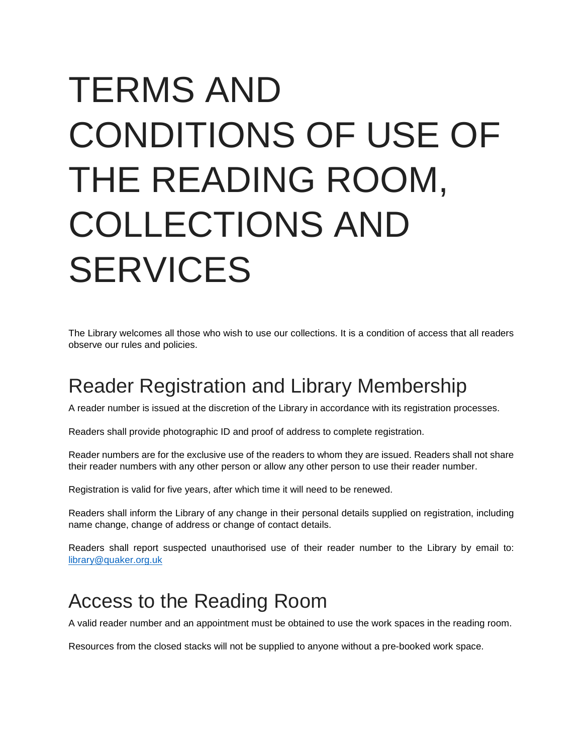# TERMS AND CONDITIONS OF USE OF THE READING ROOM, COLLECTIONS AND SERVICES

The Library welcomes all those who wish to use our collections. It is a condition of access that all readers observe our rules and policies.

## Reader Registration and Library Membership

A reader number is issued at the discretion of the Library in accordance with its registration processes.

Readers shall provide photographic ID and proof of address to complete registration.

Reader numbers are for the exclusive use of the readers to whom they are issued. Readers shall not share their reader numbers with any other person or allow any other person to use their reader number.

Registration is valid for five years, after which time it will need to be renewed.

Readers shall inform the Library of any change in their personal details supplied on registration, including name change, change of address or change of contact details.

Readers shall report suspected unauthorised use of their reader number to the Library by email to: library@quaker.org.uk

## Access to the Reading Room

A valid reader number and an appointment must be obtained to use the work spaces in the reading room.

Resources from the closed stacks will not be supplied to anyone without a pre-booked work space.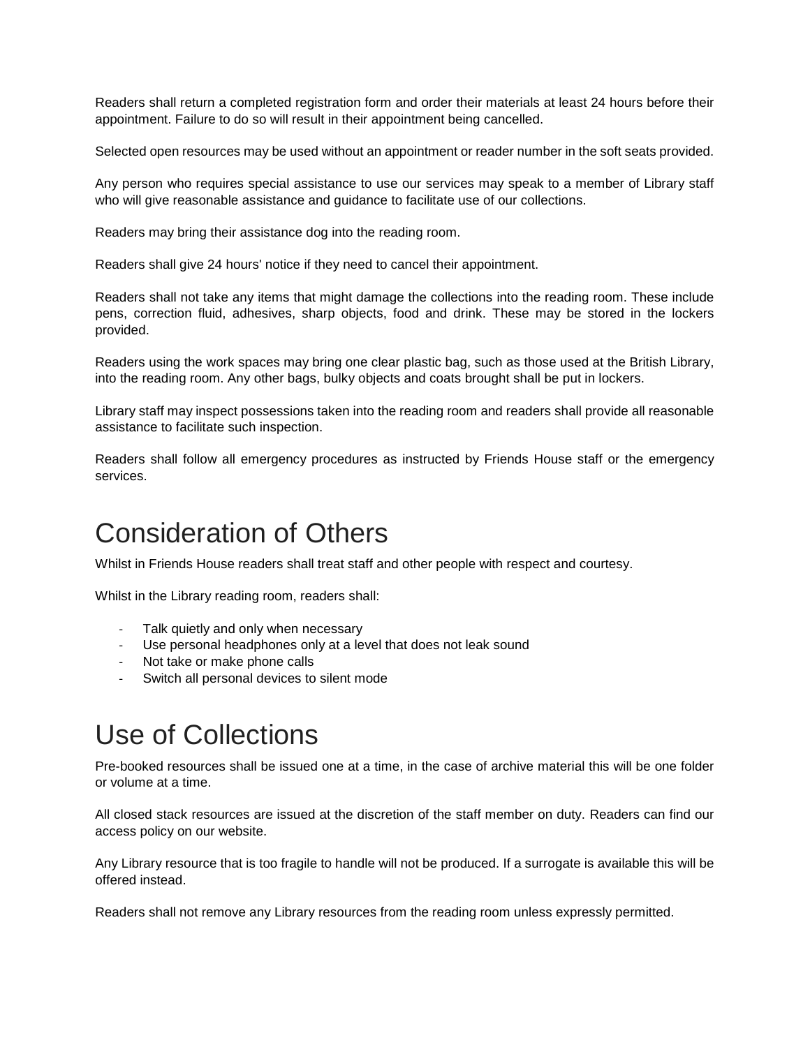Readers shall return a completed registration form and order their materials at least 24 hours before their appointment. Failure to do so will result in their appointment being cancelled.

Selected open resources may be used without an appointment or reader number in the soft seats provided.

Any person who requires special assistance to use our services may speak to a member of Library staff who will give reasonable assistance and guidance to facilitate use of our collections.

Readers may bring their assistance dog into the reading room.

Readers shall give 24 hours' notice if they need to cancel their appointment.

Readers shall not take any items that might damage the collections into the reading room. These include pens, correction fluid, adhesives, sharp objects, food and drink. These may be stored in the lockers provided.

Readers using the work spaces may bring one clear plastic bag, such as those used at the British Library, into the reading room. Any other bags, bulky objects and coats brought shall be put in lockers.

Library staff may inspect possessions taken into the reading room and readers shall provide all reasonable assistance to facilitate such inspection.

Readers shall follow all emergency procedures as instructed by Friends House staff or the emergency services.

# Consideration of Others

Whilst in Friends House readers shall treat staff and other people with respect and courtesy.

Whilst in the Library reading room, readers shall:

- Talk quietly and only when necessary
- Use personal headphones only at a level that does not leak sound
- Not take or make phone calls
- Switch all personal devices to silent mode

# Use of Collections

Pre-booked resources shall be issued one at a time, in the case of archive material this will be one folder or volume at a time.

All closed stack resources are issued at the discretion of the staff member on duty. Readers can find our access policy on our website.

Any Library resource that is too fragile to handle will not be produced. If a surrogate is available this will be offered instead.

Readers shall not remove any Library resources from the reading room unless expressly permitted.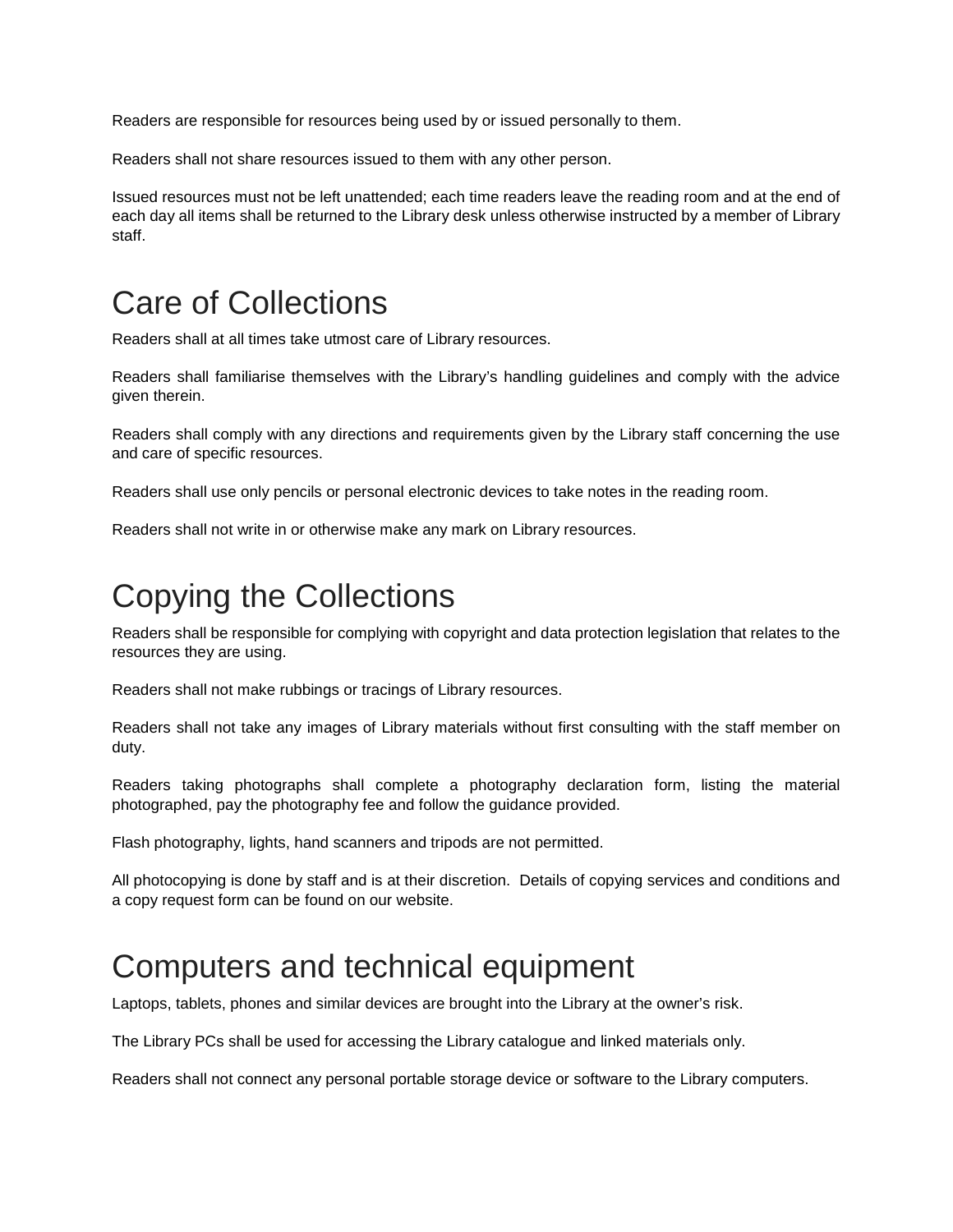Readers are responsible for resources being used by or issued personally to them.

Readers shall not share resources issued to them with any other person.

Issued resources must not be left unattended; each time readers leave the reading room and at the end of each day all items shall be returned to the Library desk unless otherwise instructed by a member of Library staff.

# Care of Collections

Readers shall at all times take utmost care of Library resources.

Readers shall familiarise themselves with the Library's handling guidelines and comply with the advice given therein.

Readers shall comply with any directions and requirements given by the Library staff concerning the use and care of specific resources.

Readers shall use only pencils or personal electronic devices to take notes in the reading room.

Readers shall not write in or otherwise make any mark on Library resources.

# Copying the Collections

Readers shall be responsible for complying with copyright and data protection legislation that relates to the resources they are using.

Readers shall not make rubbings or tracings of Library resources.

Readers shall not take any images of Library materials without first consulting with the staff member on duty.

Readers taking photographs shall complete a photography declaration form, listing the material photographed, pay the photography fee and follow the guidance provided.

Flash photography, lights, hand scanners and tripods are not permitted.

All photocopying is done by staff and is at their discretion. Details of copying services and conditions and a copy request form can be found on our website.

# Computers and technical equipment

Laptops, tablets, phones and similar devices are brought into the Library at the owner's risk.

The Library PCs shall be used for accessing the Library catalogue and linked materials only.

Readers shall not connect any personal portable storage device or software to the Library computers.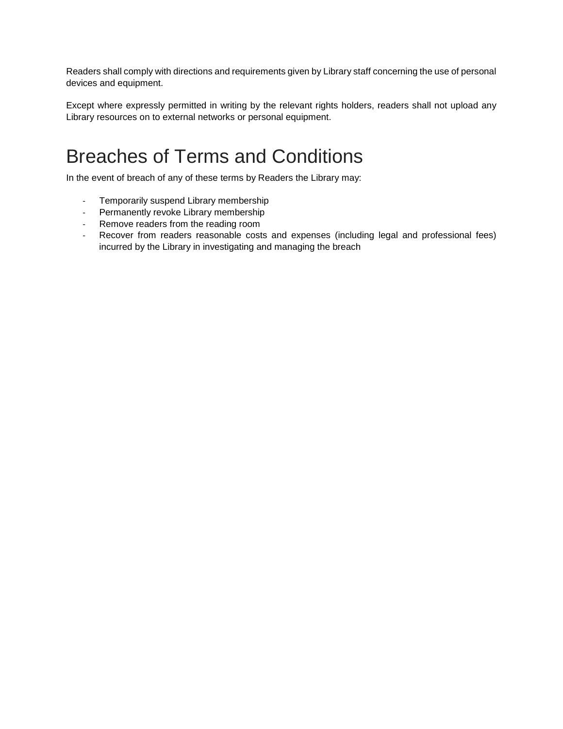Readers shall comply with directions and requirements given by Library staff concerning the use of personal devices and equipment.

Except where expressly permitted in writing by the relevant rights holders, readers shall not upload any Library resources on to external networks or personal equipment.

# Breaches of Terms and Conditions

In the event of breach of any of these terms by Readers the Library may:

- Temporarily suspend Library membership
- Permanently revoke Library membership
- Remove readers from the reading room
- Recover from readers reasonable costs and expenses (including legal and professional fees) incurred by the Library in investigating and managing the breach